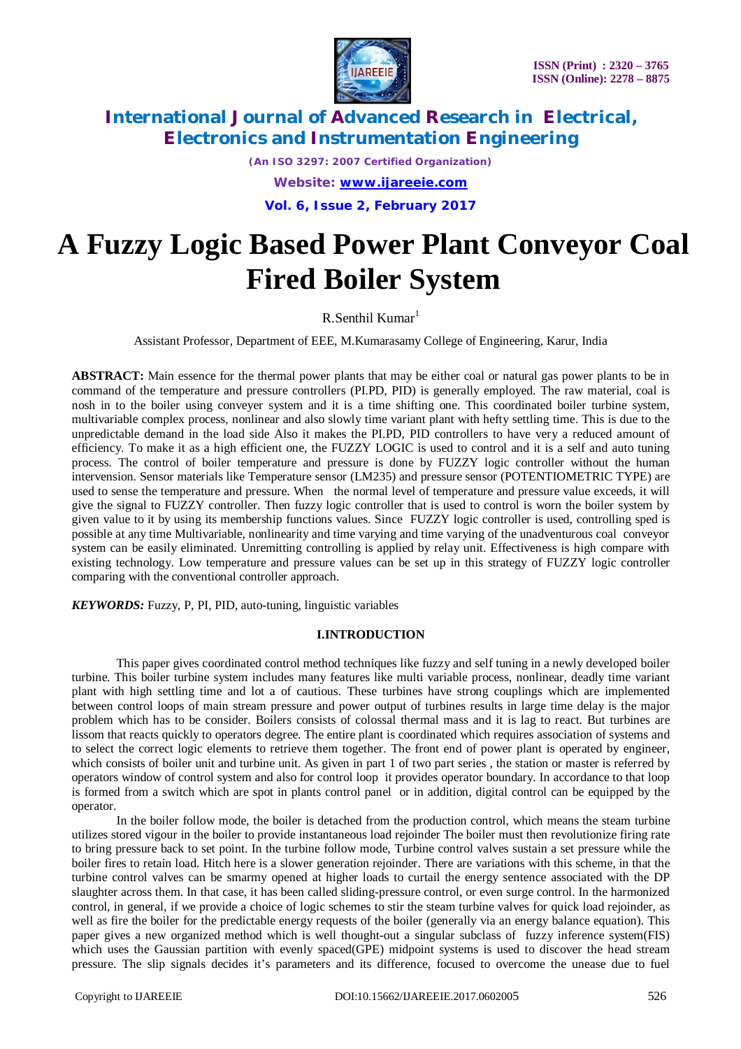# A Fuzzy Logic Based Power Plant Conveyor Coal Fired Boiler System

R.Senthil Kumar[1]

Assistant Professor, Department of EEE, M.Kumarasamy College of Engineering, Karur, India

**ABSTRACT:** Main essence for the thermal power plants that may be either coal or natural gas power plants to be in command of the temperature and pressure controllers (PI.PD, PID) is generally employed. The raw material, coal is nosh in to the boiler using conveyer system and it is a time shifting one. This coordinated boiler turbine system, multivariable complex process, nonlinear and also slowly time variant plant with hefty settling time. This is due to the unpredictable demand in the load side Also it makes the PI.PD, PID controllers to have very a reduced amount of efficiency. To make it as a high efficient one, the FUZZY LOGIC is used to control and it is a self and auto tuning process. The control of boiler temperature and pressure is done by FUZZY logic controller without the human intervension. Sensor materials like Temperature sensor (LM235) and pressure sensor (POTENTIOMETRIC TYPE) are used to sense the temperature and pressure. When the normal level of temperature and pressure value exceeds, it will give the signal to FUZZY controller. Then fuzzy logic controller that is used to control is worn the boiler system by given value to it by using its membership functions values. Since FUZZY logic controller is used, controlling sped is possible at any time Multivariable, nonlinearity and time varying and time varying of the unadventurous coal conveyor system can be easily eliminated. Unremitting controlling is applied by relay unit. Effectiveness is high compare with existing technology. Low temperature and pressure values can be set up in this strategy of FUZZY logic controller comparing with the conventional controller approach.

***KEYWORDS:*** Fuzzy, P, PI, PID, auto-tuning, linguistic variables

## I.INTRODUCTION

This paper gives coordinated control method techniques like fuzzy and self tuning in a newly developed boiler turbine. This boiler turbine system includes many features like multi variable process, nonlinear, deadly time variant plant with high settling time and lot a of cautious. These turbines have strong couplings which are implemented between control loops of main stream pressure and power output of turbines results in large time delay is the major problem which has to be consider. Boilers consists of colossal thermal mass and it is lag to react. But turbines are lissom that reacts quickly to operators degree. The entire plant is coordinated which requires association of systems and to select the correct logic elements to retrieve them together. The front end of power plant is operated by engineer, which consists of boiler unit and turbine unit. As given in part 1 of two part series , the station or master is referred by operators window of control system and also for control loop it provides operator boundary. In accordance to that loop is formed from a switch which are spot in plants control panel or in addition, digital control can be equipped by the operator.

In the boiler follow mode, the boiler is detached from the production control, which means the steam turbine utilizes stored vigour in the boiler to provide instantaneous load rejoinder The boiler must then revolutionize firing rate to bring pressure back to set point. In the turbine follow mode, Turbine control valves sustain a set pressure while the boiler fires to retain load. Hitch here is a slower generation rejoinder. There are variations with this scheme, in that the turbine control valves can be smarmy opened at higher loads to curtail the energy sentence associated with the DP slaughter across them. In that case, it has been called sliding-pressure control, or even surge control. In the harmonized control, in general, if we provide a choice of logic schemes to stir the steam turbine valves for quick load rejoinder, as well as fire the boiler for the predictable energy requests of the boiler (generally via an energy balance equation). This paper gives a new organized method which is well thought-out a singular subclass of fuzzy inference system(FIS) which uses the Gaussian partition with evenly spaced(GPE) midpoint systems is used to discover the head stream pressure. The slip signals decides it's parameters and its difference, focused to overcome the unease due to fuel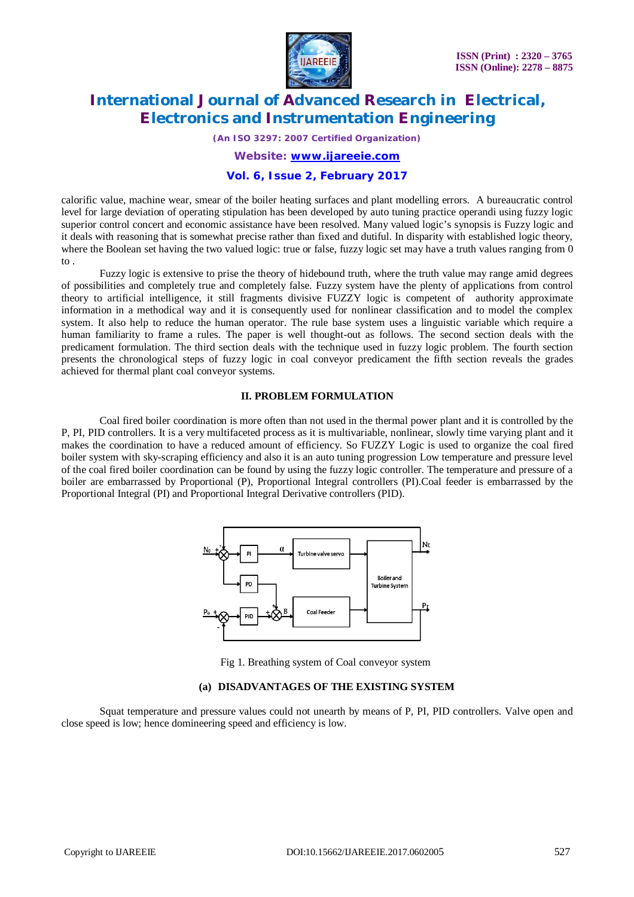calorific value, machine wear, smear of the boiler heating surfaces and plant modelling errors. A bureaucratic control level for large deviation of operating stipulation has been developed by auto tuning practice operandi using fuzzy logic superior control concert and economic assistance have been resolved. Many valued logic's synopsis is Fuzzy logic and it deals with reasoning that is somewhat precise rather than fixed and dutiful. In disparity with established logic theory, where the Boolean set having the two valued logic: true or false, fuzzy logic set may have a truth values ranging from 0 to .

Fuzzy logic is extensive to prise the theory of hidebound truth, where the truth value may range amid degrees of possibilities and completely true and completely false. Fuzzy system have the plenty of applications from control theory to artificial intelligence, it still fragments divisive FUZZY logic is competent of authority approximate information in a methodical way and it is consequently used for nonlinear classification and to model the complex system. It also help to reduce the human operator. The rule base system uses a linguistic variable which require a human familiarity to frame a rules. The paper is well thought-out as follows. The second section deals with the predicament formulation. The third section deals with the technique used in fuzzy logic problem. The fourth section presents the chronological steps of fuzzy logic in coal conveyor predicament the fifth section reveals the grades achieved for thermal plant coal conveyor systems.

## II. PROBLEM FORMULATION

Coal fired boiler coordination is more often than not used in the thermal power plant and it is controlled by the P, PI, PID controllers. It is a very multifaceted process as it is multivariable, nonlinear, slowly time varying plant and it makes the coordination to have a reduced amount of efficiency. So FUZZY Logic is used to organize the coal fired boiler system with sky-scraping efficiency and also it is an auto tuning progression Low temperature and pressure level of the coal fired boiler coordination can be found by using the fuzzy logic controller. The temperature and pressure of a boiler are embarrassed by Proportional (P), Proportional Integral controllers (PI).Coal feeder is embarrassed by the Proportional Integral (PI) and Proportional Integral Derivative controllers (PID).

Fig 1. Breathing system of Coal conveyor system

### (a) DISADVANTAGES OF THE EXISTING SYSTEM

Squat temperature and pressure values could not unearth by means of P, PI, PID controllers. Valve open and close speed is low; hence domineering speed and efficiency is low.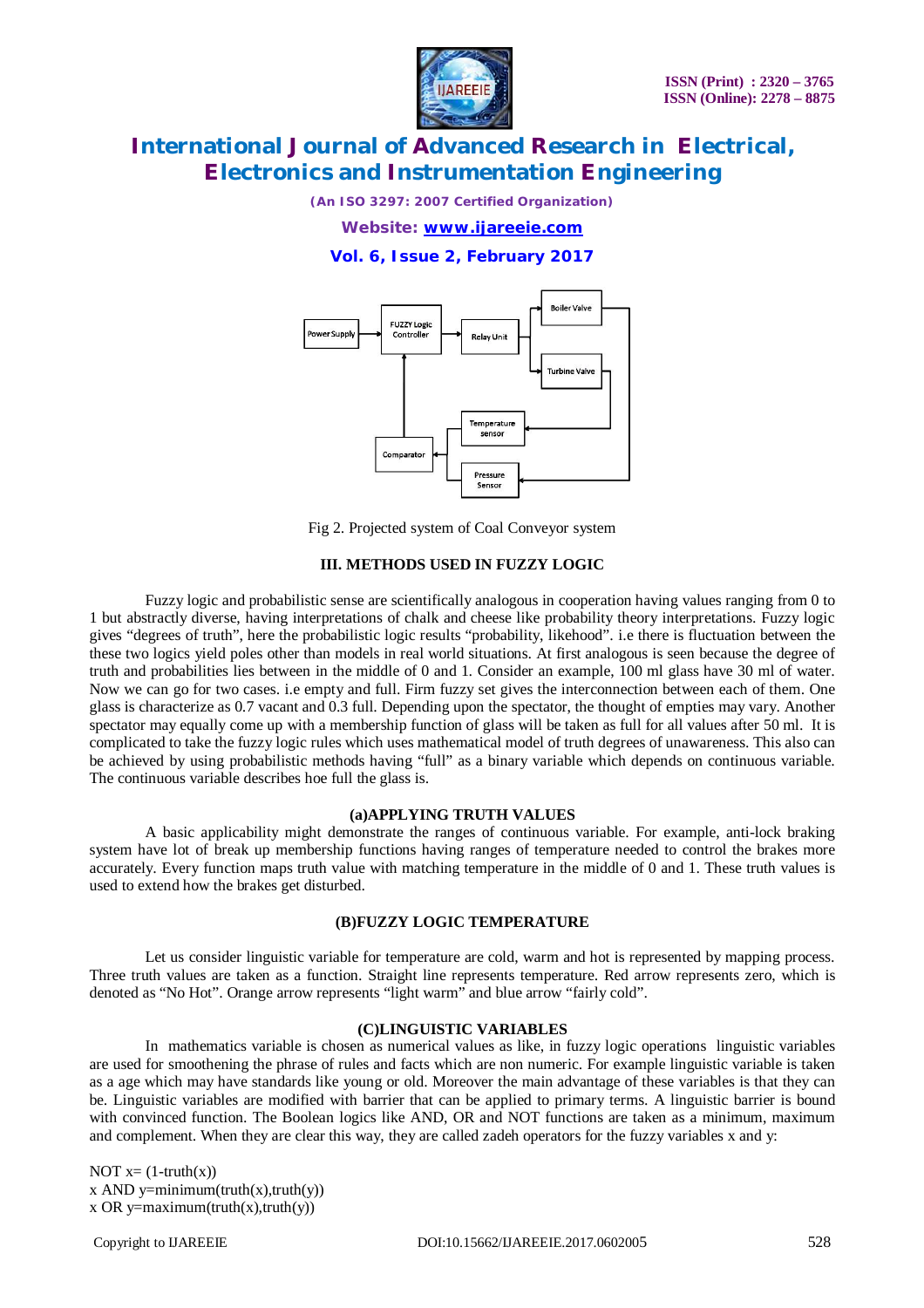Fig 2. Projected system of Coal Conveyor system

## III. METHODS USED IN FUZZY LOGIC

Fuzzy logic and probabilistic sense are scientifically analogous in cooperation having values ranging from 0 to 1 but abstractly diverse, having interpretations of chalk and cheese like probability theory interpretations. Fuzzy logic gives "degrees of truth", here the probabilistic logic results "probability, likehood". i.e there is fluctuation between the these two logics yield poles other than models in real world situations. At first analogous is seen because the degree of truth and probabilities lies between in the middle of 0 and 1. Consider an example, 100 ml glass have 30 ml of water. Now we can go for two cases. i.e empty and full. Firm fuzzy set gives the interconnection between each of them. One glass is characterize as 0.7 vacant and 0.3 full. Depending upon the spectator, the thought of empties may vary. Another spectator may equally come up with a membership function of glass will be taken as full for all values after 50 ml. It is complicated to take the fuzzy logic rules which uses mathematical model of truth degrees of unawareness. This also can be achieved by using probabilistic methods having "full" as a binary variable which depends on continuous variable. The continuous variable describes hoe full the glass is.

### (a)APPLYING TRUTH VALUES

A basic applicability might demonstrate the ranges of continuous variable. For example, anti-lock braking system have lot of break up membership functions having ranges of temperature needed to control the brakes more accurately. Every function maps truth value with matching temperature in the middle of 0 and 1. These truth values is used to extend how the brakes get disturbed.

### (B)FUZZY LOGIC TEMPERATURE

Let us consider linguistic variable for temperature are cold, warm and hot is represented by mapping process. Three truth values are taken as a function. Straight line represents temperature. Red arrow represents zero, which is denoted as "No Hot". Orange arrow represents "light warm" and blue arrow "fairly cold".

### (C)LINGUISTIC VARIABLES

In mathematics variable is chosen as numerical values as like, in fuzzy logic operations linguistic variables are used for smoothening the phrase of rules and facts which are non numeric. For example linguistic variable is taken as a age which may have standards like young or old. Moreover the main advantage of these variables is that they can be. Linguistic variables are modified with barrier that can be applied to primary terms. A linguistic barrier is bound with convinced function. The Boolean logics like AND, OR and NOT functions are taken as a minimum, maximum and complement. When they are clear this way, they are called zadeh operators for the fuzzy variables x and y:

NOT x= (1-truth(x))
x AND y=minimum(truth(x),truth(y))
x OR y=maximum(truth(x),truth(y))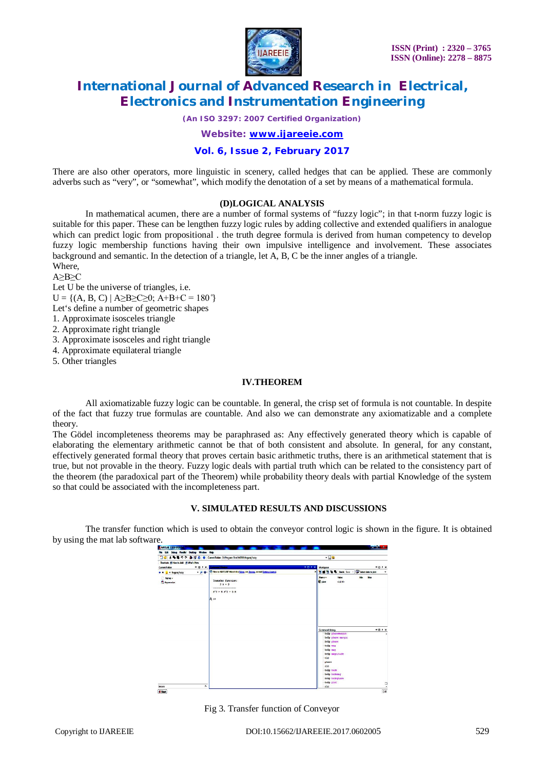There are also other operators, more linguistic in scenery, called hedges that can be applied. These are commonly adverbs such as "very", or "somewhat", which modify the denotation of a set by means of a mathematical formula.

### (D)LOGICAL ANALYSIS

In mathematical acumen, there are a number of formal systems of "fuzzy logic"; in that t-norm fuzzy logic is suitable for this paper. These can be lengthen fuzzy logic rules by adding collective and extended qualifiers in analogue which can predict logic from propositional . the truth degree formula is derived from human competency to develop fuzzy logic membership functions having their own impulsive intelligence and involvement. These associates background and semantic. In the detection of a triangle, let A, B, C be the inner angles of a triangle.

Where,

$A \geq B \geq C$

Let U be the universe of triangles, i.e.

$U = \{(A, B, C) \mid A \geq B \geq C \geq 0;\ A+B+C = 180^{\circ}\}$

Let's define a number of geometric shapes

1. Approximate isosceles triangle
2. Approximate right triangle
3. Approximate isosceles and right triangle
4. Approximate equilateral triangle
5. Other triangles

## IV.THEOREM

All axiomatizable fuzzy logic can be countable. In general, the crisp set of formula is not countable. In despite of the fact that fuzzy true formulas are countable. And also we can demonstrate any axiomatizable and a complete theory.

The Gödel incompleteness theorems may be paraphrased as: Any effectively generated theory which is capable of elaborating the elementary arithmetic cannot be that of both consistent and absolute. In general, for any constant, effectively generated formal theory that proves certain basic arithmetic truths, there is an arithmetical statement that is true, but not provable in the theory. Fuzzy logic deals with partial truth which can be related to the consistency part of the theorem (the paradoxical part of the Theorem) while probability theory deals with partial Knowledge of the system so that could be associated with the incompleteness part.

## V. SIMULATED RESULTS AND DISCUSSIONS

The transfer function which is used to obtain the conveyor control logic is shown in the figure. It is obtained by using the mat lab software.

Fig 3. Transfer function of Conveyor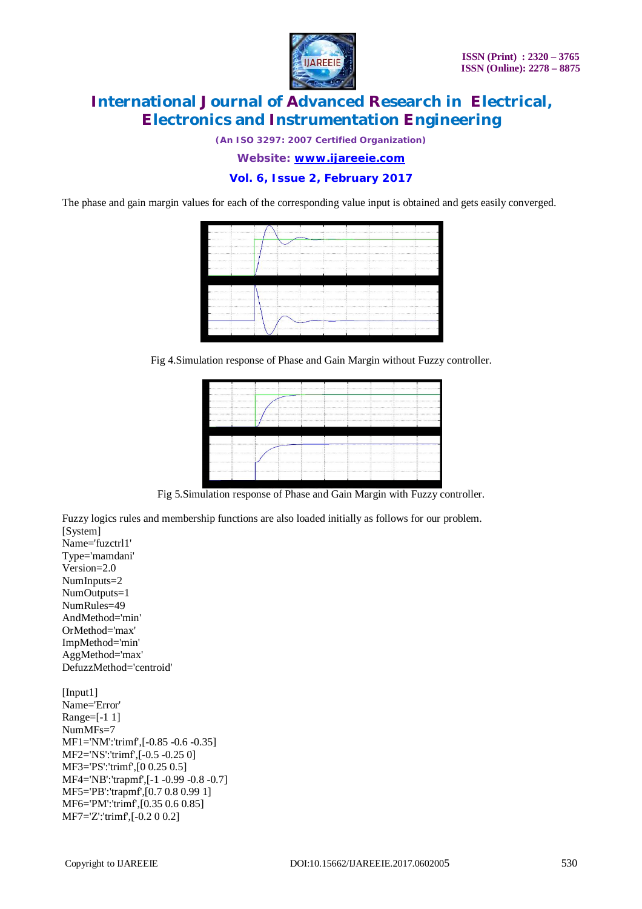The phase and gain margin values for each of the corresponding value input is obtained and gets easily converged.

Fig 4.Simulation response of Phase and Gain Margin without Fuzzy controller.

Fig 5.Simulation response of Phase and Gain Margin with Fuzzy controller.

Fuzzy logics rules and membership functions are also loaded initially as follows for our problem.

```
[System]
Name='fuzctrl1'
Type='mamdani'
Version=2.0
NumInputs=2
NumOutputs=1
NumRules=49
AndMethod='min'
OrMethod='max'
ImpMethod='min'
AggMethod='max'
DefuzzMethod='centroid'

[Input1]
Name='Error'
Range=[-1 1]
NumMFs=7
MF1='NM':'trimf',[-0.85 -0.6 -0.35]
MF2='NS':'trimf',[-0.5 -0.25 0]
MF3='PS':'trimf',[0 0.25 0.5]
MF4='NB':'trapmf',[-1 -0.99 -0.8 -0.7]
MF5='PB':'trapmf',[0.7 0.8 0.99 1]
MF6='PM':'trimf',[0.35 0.6 0.85]
MF7='Z':'trimf',[-0.2 0 0.2]
```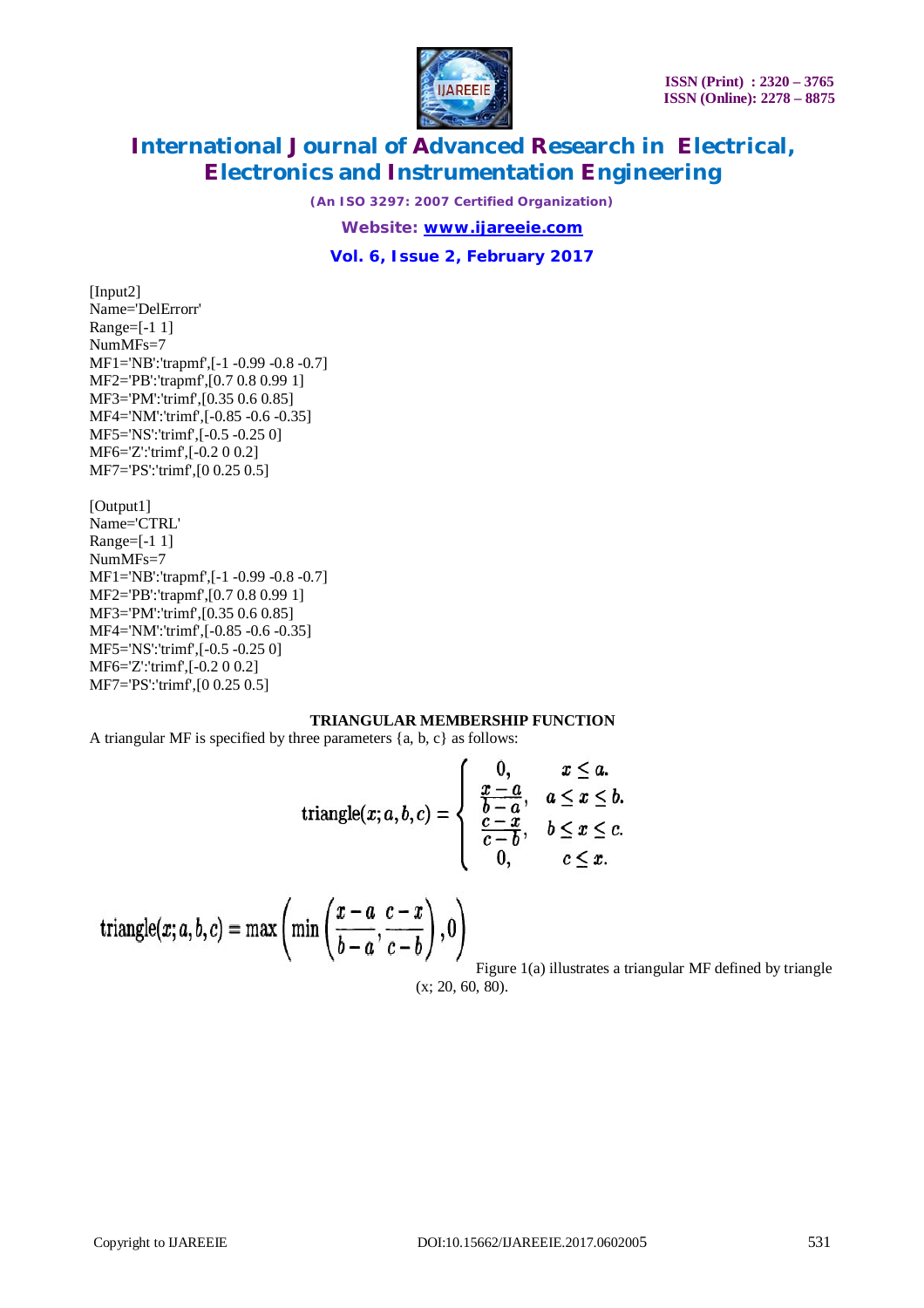[Input2]
Name='DelErrorr'
Range=[-1 1]
NumMFs=7
MF1='NB':'trapmf',[-1 -0.99 -0.8 -0.7]
MF2='PB':'trapmf',[0.7 0.8 0.99 1]
MF3='PM':'trimf',[0.35 0.6 0.85]
MF4='NM':'trimf',[-0.85 -0.6 -0.35]
MF5='NS':'trimf',[-0.5 -0.25 0]
MF6='Z':'trimf',[-0.2 0 0.2]
MF7='PS':'trimf',[0 0.25 0.5]

[Output1]
Name='CTRL'
Range=[-1 1]
NumMFs=7
MF1='NB':'trapmf',[-1 -0.99 -0.8 -0.7]
MF2='PB':'trapmf',[0.7 0.8 0.99 1]
MF3='PM':'trimf',[0.35 0.6 0.85]
MF4='NM':'trimf',[-0.85 -0.6 -0.35]
MF5='NS':'trimf',[-0.5 -0.25 0]
MF6='Z':'trimf',[-0.2 0 0.2]
MF7='PS':'trimf',[0 0.25 0.5]

**TRIANGULAR MEMBERSHIP FUNCTION**

A triangular MF is specified by three parameters {a, b, c} as follows:

$$\text{triangle}(x;a,b,c) = \begin{cases} 0, & x \le a. \\ \dfrac{x-a}{b-a}, & a \le x \le b. \\ \dfrac{c-x}{c-b}, & b \le x \le c. \\ 0, & c \le x. \end{cases}$$

$$\text{triangle}(x;a,b,c) = \max\left(\min\left(\frac{x-a}{b-a}, \frac{c-x}{c-b}\right), 0\right)$$

Figure 1(a) illustrates a triangular MF defined by triangle (x; 20, 60, 80).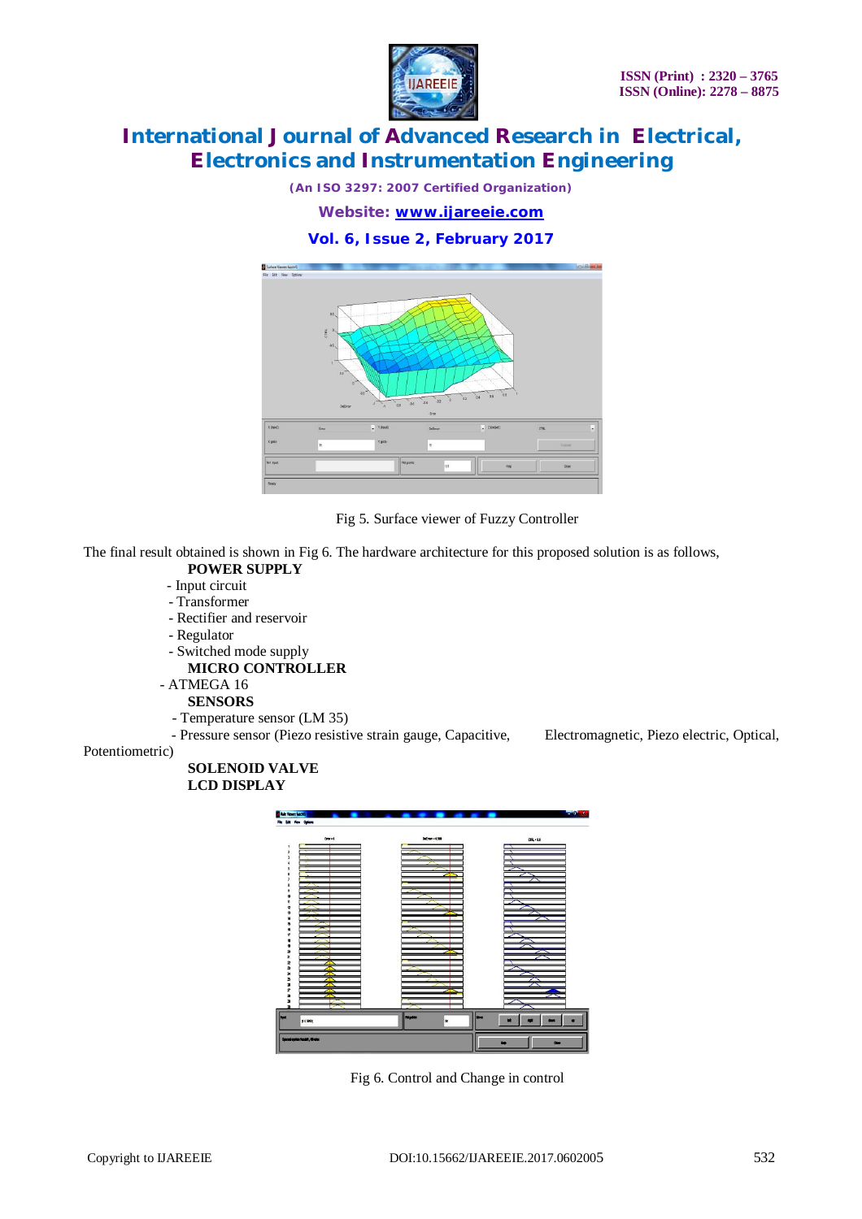Fig 5. Surface viewer of Fuzzy Controller

The final result obtained is shown in Fig 6. The hardware architecture for this proposed solution is as follows,

**POWER SUPPLY**

- Input circuit
- Transformer
- Rectifier and reservoir
- Regulator
- Switched mode supply

**MICRO CONTROLLER**

- ATMEGA 16

**SENSORS**

- Temperature sensor (LM 35)
- Pressure sensor (Piezo resistive strain gauge, Capacitive, Electromagnetic, Piezo electric, Optical, Potentiometric)

**SOLENOID VALVE**

**LCD DISPLAY**

Fig 6. Control and Change in control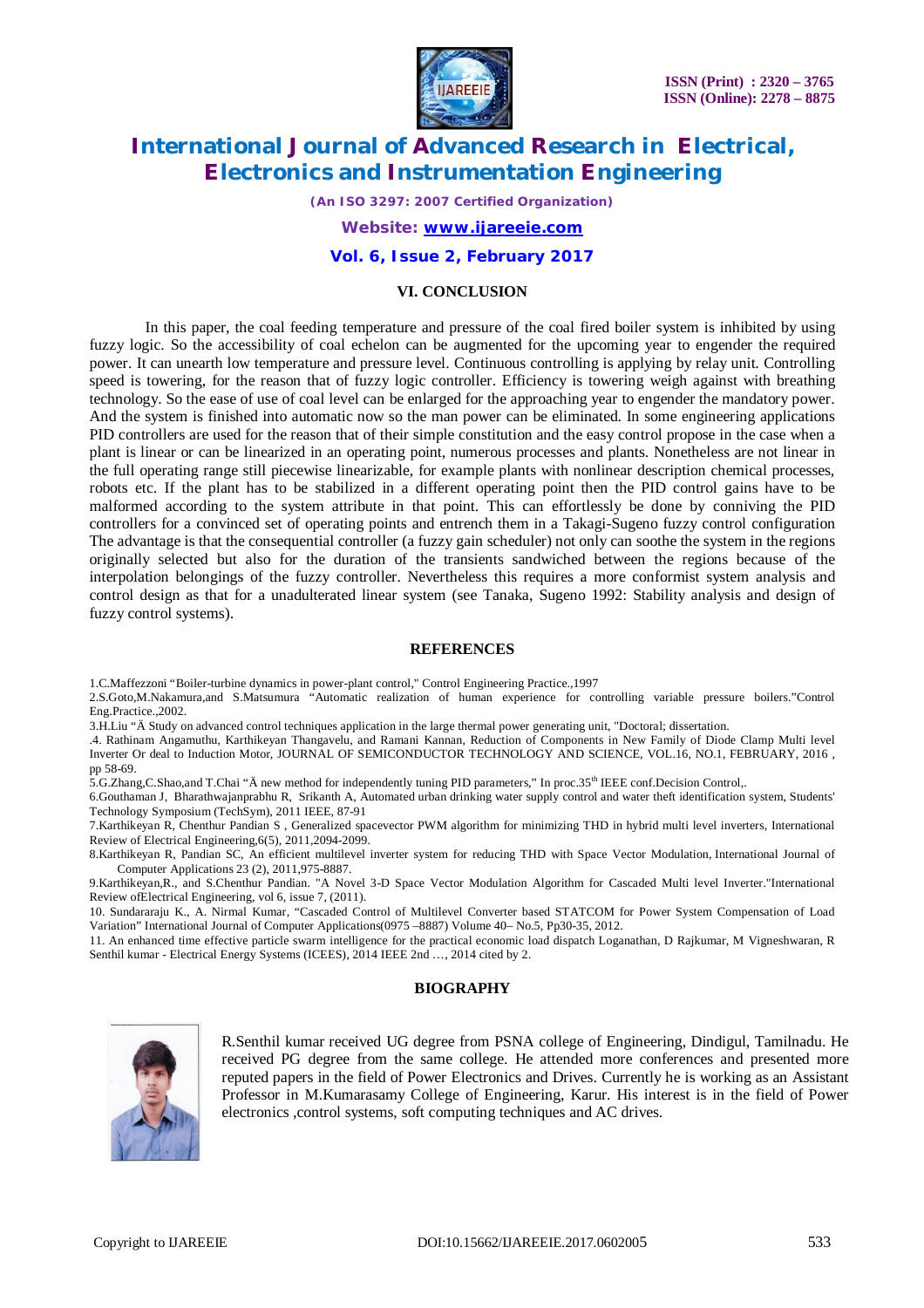## VI. CONCLUSION

In this paper, the coal feeding temperature and pressure of the coal fired boiler system is inhibited by using fuzzy logic. So the accessibility of coal echelon can be augmented for the upcoming year to engender the required power. It can unearth low temperature and pressure level. Continuous controlling is applying by relay unit. Controlling speed is towering, for the reason that of fuzzy logic controller. Efficiency is towering weigh against with breathing technology. So the ease of use of coal level can be enlarged for the approaching year to engender the mandatory power. And the system is finished into automatic now so the man power can be eliminated. In some engineering applications PID controllers are used for the reason that of their simple constitution and the easy control propose in the case when a plant is linear or can be linearized in an operating point, numerous processes and plants. Nonetheless are not linear in the full operating range still piecewise linearizable, for example plants with nonlinear description chemical processes, robots etc. If the plant has to be stabilized in a different operating point then the PID control gains have to be malformed according to the system attribute in that point. This can effortlessly be done by conniving the PID controllers for a convinced set of operating points and entrench them in a Takagi-Sugeno fuzzy control configuration The advantage is that the consequential controller (a fuzzy gain scheduler) not only can soothe the system in the regions originally selected but also for the duration of the transients sandwiched between the regions because of the interpolation belongings of the fuzzy controller. Nevertheless this requires a more conformist system analysis and control design as that for a unadulterated linear system (see Tanaka, Sugeno 1992: Stability analysis and design of fuzzy control systems).

## REFERENCES

1.C.Maffezzoni "Boiler-turbine dynamics in power-plant control," Control Engineering Practice.,1997

2.S.Goto,M.Nakamura,and S.Matsumura "Automatic realization of human experience for controlling variable pressure boilers."Control Eng.Practice.,2002.

3.H.Liu "Ä Study on advanced control techniques application in the large thermal power generating unit, "Doctoral; dissertation.

.4. Rathinam Angamuthu, Karthikeyan Thangavelu, and Ramani Kannan, Reduction of Components in New Family of Diode Clamp Multi level Inverter Or deal to Induction Motor, JOURNAL OF SEMICONDUCTOR TECHNOLOGY AND SCIENCE, VOL.16, NO.1, FEBRUARY, 2016 , pp 58-69.

5.G.Zhang,C.Shao,and T.Chai "Ä new method for independently tuning PID parameters," In proc.35th IEEE conf.Decision Control,.

6.Gouthaman J, Bharathwajanprabhu R, Srikanth A, Automated urban drinking water supply control and water theft identification system, Students' Technology Symposium (TechSym), 2011 IEEE, 87-91

7.Karthikeyan R, Chenthur Pandian S , Generalized spacevector PWM algorithm for minimizing THD in hybrid multi level inverters, International Review of Electrical Engineering,6(5), 2011,2094-2099.

8.Karthikeyan R, Pandian SC, An efficient multilevel inverter system for reducing THD with Space Vector Modulation, International Journal of Computer Applications 23 (2), 2011,975-8887.

9.Karthikeyan,R., and S.Chenthur Pandian. "A Novel 3-D Space Vector Modulation Algorithm for Cascaded Multi level Inverter."International Review ofElectrical Engineering, vol 6, issue 7, (2011).

10. Sundararaju K., A. Nirmal Kumar, "Cascaded Control of Multilevel Converter based STATCOM for Power System Compensation of Load Variation" International Journal of Computer Applications(0975 –8887) Volume 40– No.5, Pp30-35, 2012.

11. An enhanced time effective particle swarm intelligence for the practical economic load dispatch Loganathan, D Rajkumar, M Vigneshwaran, R Senthil kumar - Electrical Energy Systems (ICEES), 2014 IEEE 2nd …, 2014 cited by 2.

## BIOGRAPHY

R.Senthil kumar received UG degree from PSNA college of Engineering, Dindigul, Tamilnadu. He received PG degree from the same college. He attended more conferences and presented more reputed papers in the field of Power Electronics and Drives. Currently he is working as an Assistant Professor in M.Kumarasamy College of Engineering, Karur. His interest is in the field of Power electronics ,control systems, soft computing techniques and AC drives.